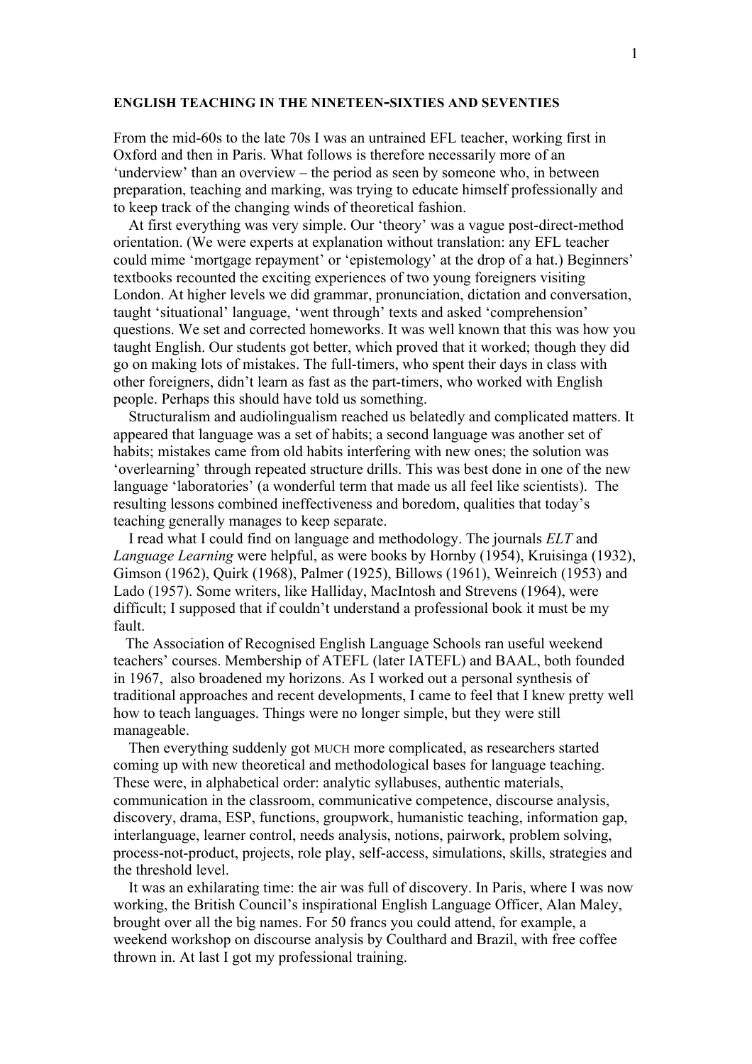**ENGLISH TEACHING IN THE NINETEEN-SIXTIES AND SEVENTIES**

From the mid-60s to the late 70s I was an untrained EFL teacher, working first in Oxford and then in Paris. What follows is therefore necessarily more of an 'underview' than an overview – the period as seen by someone who, in between preparation, teaching and marking, was trying to educate himself professionally and to keep track of the changing winds of theoretical fashion.

At first everything was very simple. Our 'theory' was a vague post-direct-method orientation. (We were experts at explanation without translation: any EFL teacher could mime 'mortgage repayment' or 'epistemology' at the drop of a hat.) Beginners' textbooks recounted the exciting experiences of two young foreigners visiting London. At higher levels we did grammar, pronunciation, dictation and conversation, taught 'situational' language, 'went through' texts and asked 'comprehension' questions. We set and corrected homeworks. It was well known that this was how you taught English. Our students got better, which proved that it worked; though they did go on making lots of mistakes. The full-timers, who spent their days in class with other foreigners, didn't learn as fast as the part-timers, who worked with English people. Perhaps this should have told us something.

Structuralism and audiolingualism reached us belatedly and complicated matters. It appeared that language was a set of habits; a second language was another set of habits; mistakes came from old habits interfering with new ones; the solution was 'overlearning' through repeated structure drills. This was best done in one of the new language 'laboratories' (a wonderful term that made us all feel like scientists). The resulting lessons combined ineffectiveness and boredom, qualities that today's teaching generally manages to keep separate.

I read what I could find on language and methodology. The journals *ELT* and *Language Learning* were helpful, as were books by Hornby (1954), Kruisinga (1932), Gimson (1962), Quirk (1968), Palmer (1925), Billows (1961), Weinreich (1953) and Lado (1957). Some writers, like Halliday, MacIntosh and Strevens (1964), were difficult; I supposed that if couldn't understand a professional book it must be my fault.

The Association of Recognised English Language Schools ran useful weekend teachers' courses. Membership of ATEFL (later IATEFL) and BAAL, both founded in 1967, also broadened my horizons. As I worked out a personal synthesis of traditional approaches and recent developments, I came to feel that I knew pretty well how to teach languages. Things were no longer simple, but they were still manageable.

Then everything suddenly got MUCH more complicated, as researchers started coming up with new theoretical and methodological bases for language teaching. These were, in alphabetical order: analytic syllabuses, authentic materials, communication in the classroom, communicative competence, discourse analysis, discovery, drama, ESP, functions, groupwork, humanistic teaching, information gap, interlanguage, learner control, needs analysis, notions, pairwork, problem solving, process-not-product, projects, role play, self-access, simulations, skills, strategies and the threshold level.

It was an exhilarating time: the air was full of discovery. In Paris, where I was now working, the British Council's inspirational English Language Officer, Alan Maley, brought over all the big names. For 50 francs you could attend, for example, a weekend workshop on discourse analysis by Coulthard and Brazil, with free coffee thrown in. At last I got my professional training.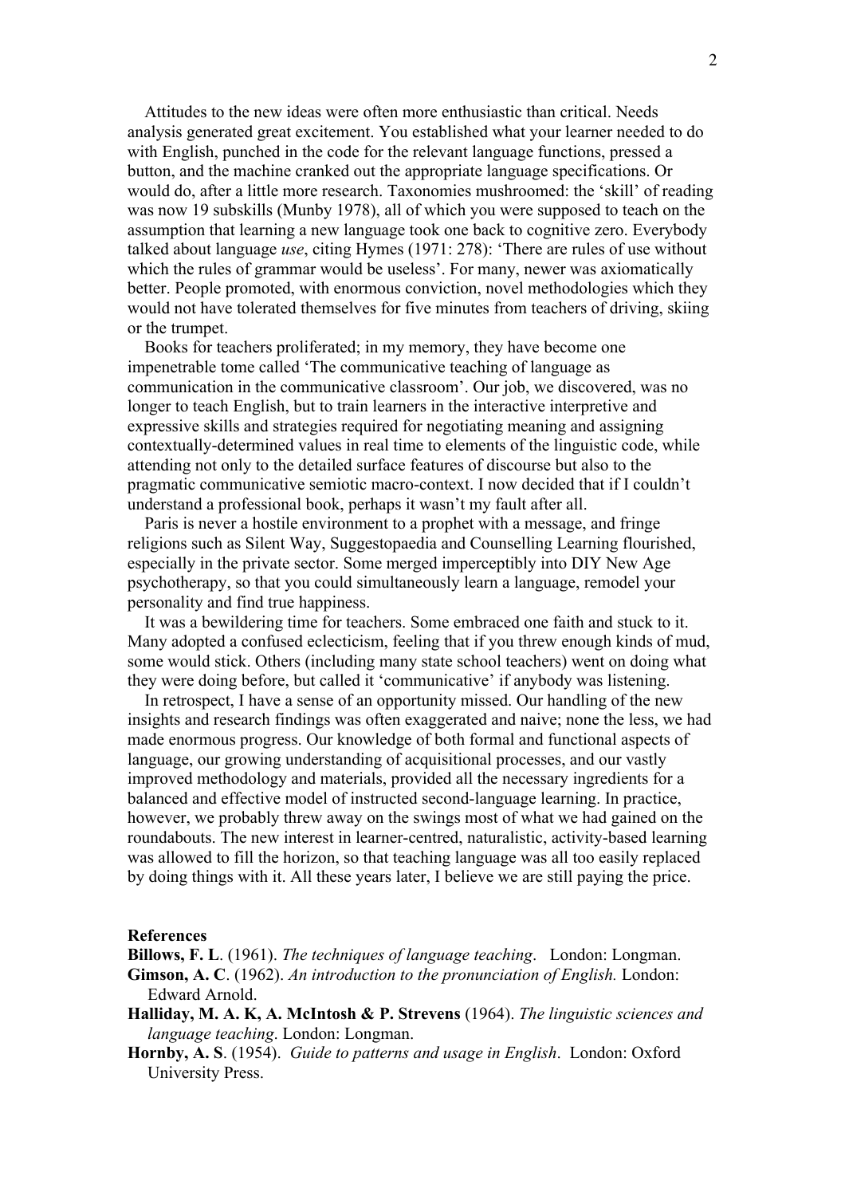Attitudes to the new ideas were often more enthusiastic than critical. Needs analysis generated great excitement. You established what your learner needed to do with English, punched in the code for the relevant language functions, pressed a button, and the machine cranked out the appropriate language specifications. Or would do, after a little more research. Taxonomies mushroomed: the 'skill' of reading was now 19 subskills (Munby 1978), all of which you were supposed to teach on the assumption that learning a new language took one back to cognitive zero. Everybody talked about language *use*, citing Hymes (1971: 278): 'There are rules of use without which the rules of grammar would be useless'. For many, newer was axiomatically better. People promoted, with enormous conviction, novel methodologies which they would not have tolerated themselves for five minutes from teachers of driving, skiing or the trumpet.

Books for teachers proliferated; in my memory, they have become one impenetrable tome called 'The communicative teaching of language as communication in the communicative classroom'. Our job, we discovered, was no longer to teach English, but to train learners in the interactive interpretive and expressive skills and strategies required for negotiating meaning and assigning contextually-determined values in real time to elements of the linguistic code, while attending not only to the detailed surface features of discourse but also to the pragmatic communicative semiotic macro-context. I now decided that if I couldn't understand a professional book, perhaps it wasn't my fault after all.

Paris is never a hostile environment to a prophet with a message, and fringe religions such as Silent Way, Suggestopaedia and Counselling Learning flourished, especially in the private sector. Some merged imperceptibly into DIY New Age psychotherapy, so that you could simultaneously learn a language, remodel your personality and find true happiness.

It was a bewildering time for teachers. Some embraced one faith and stuck to it. Many adopted a confused eclecticism, feeling that if you threw enough kinds of mud, some would stick. Others (including many state school teachers) went on doing what they were doing before, but called it 'communicative' if anybody was listening.

In retrospect, I have a sense of an opportunity missed. Our handling of the new insights and research findings was often exaggerated and naive; none the less, we had made enormous progress. Our knowledge of both formal and functional aspects of language, our growing understanding of acquisitional processes, and our vastly improved methodology and materials, provided all the necessary ingredients for a balanced and effective model of instructed second-language learning. In practice, however, we probably threw away on the swings most of what we had gained on the roundabouts. The new interest in learner-centred, naturalistic, activity-based learning was allowed to fill the horizon, so that teaching language was all too easily replaced by doing things with it. All these years later, I believe we are still paying the price.

**References**

**Billows, F. L**. (1961). *The techniques of language teaching*. London: Longman.

**Gimson, A. C**. (1962). *An introduction to the pronunciation of English.* London: Edward Arnold.

**Halliday, M. A. K, A. McIntosh & P. Strevens** (1964). *The linguistic sciences and language teaching*. London: Longman.

**Hornby, A. S**. (1954). *Guide to patterns and usage in English*. London: Oxford University Press.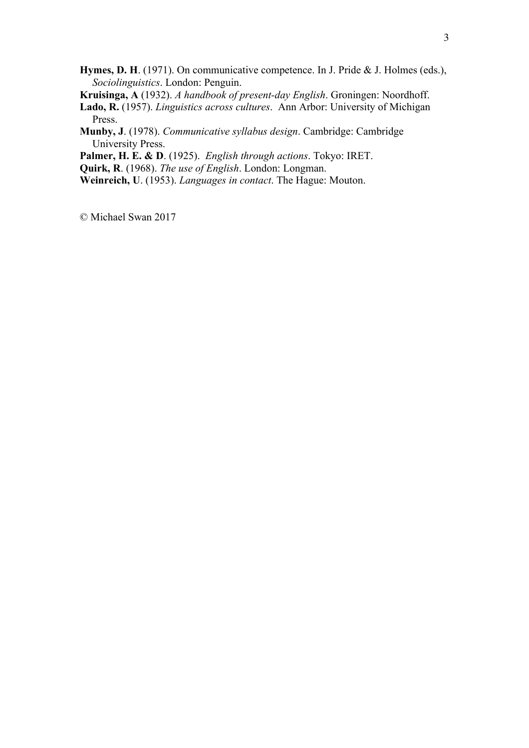**Hymes, D. H**. (1971). On communicative competence. In J. Pride & J. Holmes (eds.), *Sociolinguistics*. London: Penguin.

**Kruisinga, A** (1932). *A handbook of present-day English*. Groningen: Noordhoff.

**Lado, R.** (1957). *Linguistics across cultures*. Ann Arbor: University of Michigan Press.

**Munby, J**. (1978). *Communicative syllabus design*. Cambridge: Cambridge University Press.

**Palmer, H. E. & D**. (1925). *English through actions*. Tokyo: IRET.

**Quirk, R**. (1968). *The use of English*. London: Longman.

**Weinreich, U**. (1953). *Languages in contact*. The Hague: Mouton.

© Michael Swan 2017